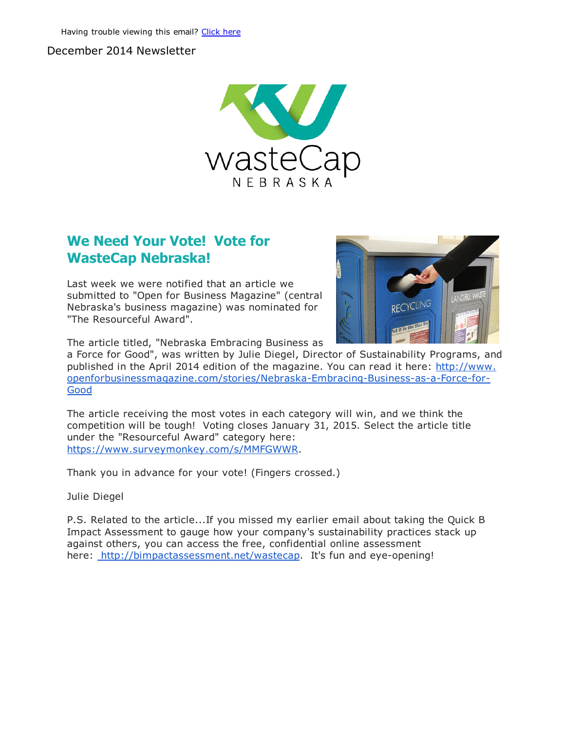Having trouble viewing this email? [Click here]

December 2014 Newsletter

wasteCap NEBRASKA

## We Need Your Vote! Vote for WasteCap Nebraska!

Last week we were notified that an article we submitted to "Open for Business Magazine" (central Nebraska's business magazine) was nominated for "The Resourceful Award".

The article titled, "Nebraska Embracing Business as a Force for Good", was written by Julie Diegel, Director of Sustainability Programs, and published in the April 2014 edition of the magazine. You can read it here: http://www.openforbusinessmagazine.com/stories/Nebraska-Embracing-Business-as-a-Force-for-Good

The article receiving the most votes in each category will win, and we think the competition will be tough! Voting closes January 31, 2015. Select the article title under the "Resourceful Award" category here: https://www.surveymonkey.com/s/MMFGWWR.

Thank you in advance for your vote! (Fingers crossed.)

Julie Diegel

P.S. Related to the article...If you missed my earlier email about taking the Quick B Impact Assessment to gauge how your company's sustainability practices stack up against others, you can access the free, confidential online assessment here: http://bimpactassessment.net/wastecap. It's fun and eye-opening!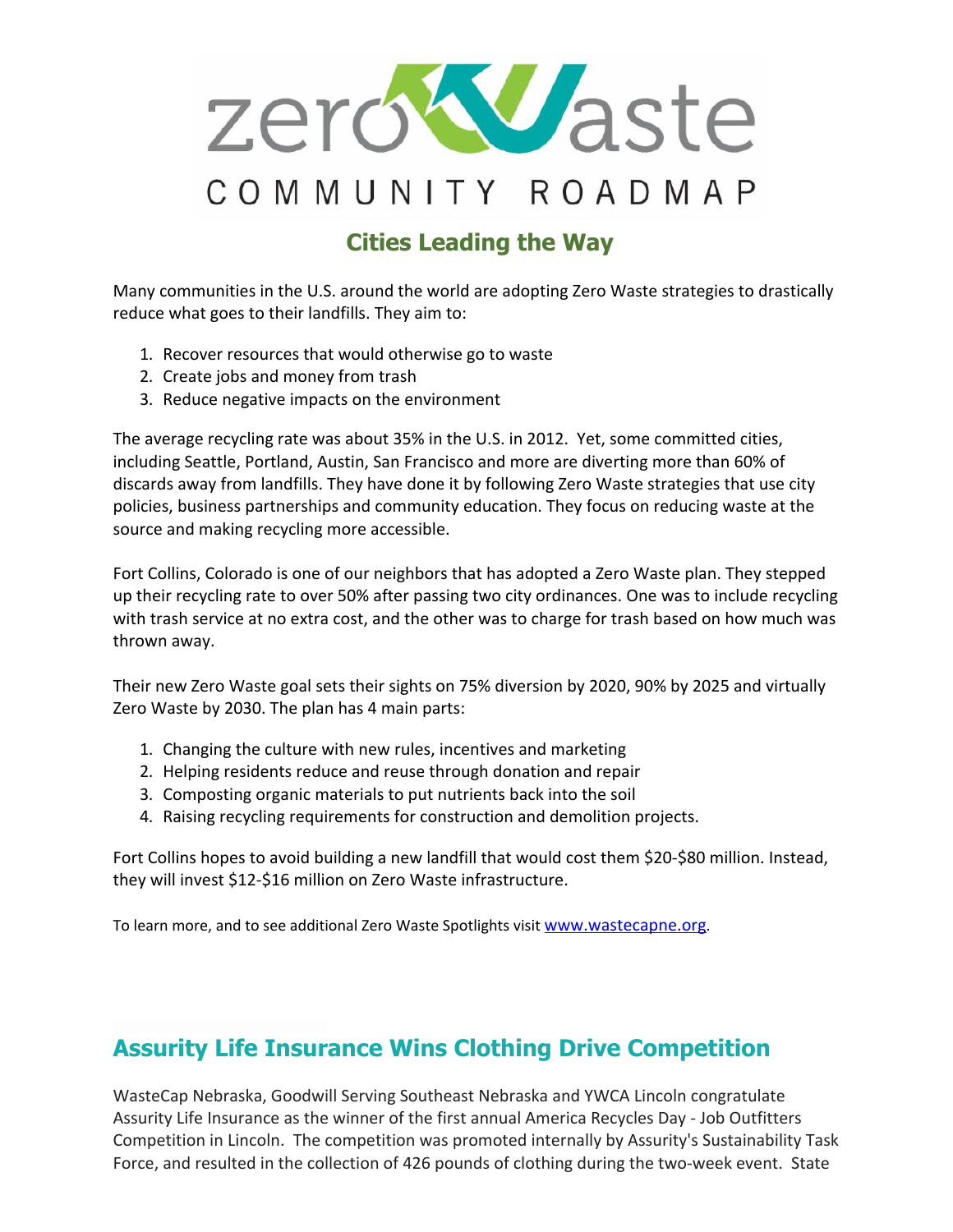# zero Waste

## COMMUNITY ROADMAP

### Cities Leading the Way

Many communities in the U.S. around the world are adopting Zero Waste strategies to drastically reduce what goes to their landfills. They aim to:

1. Recover resources that would otherwise go to waste
2. Create jobs and money from trash
3. Reduce negative impacts on the environment

The average recycling rate was about 35% in the U.S. in 2012. Yet, some committed cities, including Seattle, Portland, Austin, San Francisco and more are diverting more than 60% of discards away from landfills. They have done it by following Zero Waste strategies that use city policies, business partnerships and community education. They focus on reducing waste at the source and making recycling more accessible.

Fort Collins, Colorado is one of our neighbors that has adopted a Zero Waste plan. They stepped up their recycling rate to over 50% after passing two city ordinances. One was to include recycling with trash service at no extra cost, and the other was to charge for trash based on how much was thrown away.

Their new Zero Waste goal sets their sights on 75% diversion by 2020, 90% by 2025 and virtually Zero Waste by 2030. The plan has 4 main parts:

1. Changing the culture with new rules, incentives and marketing
2. Helping residents reduce and reuse through donation and repair
3. Composting organic materials to put nutrients back into the soil
4. Raising recycling requirements for construction and demolition projects.

Fort Collins hopes to avoid building a new landfill that would cost them $20-$80 million. Instead, they will invest $12-$16 million on Zero Waste infrastructure.

To learn more, and to see additional Zero Waste Spotlights visit [www.wastecapne.org](http://www.wastecapne.org).

## Assurity Life Insurance Wins Clothing Drive Competition

WasteCap Nebraska, Goodwill Serving Southeast Nebraska and YWCA Lincoln congratulate Assurity Life Insurance as the winner of the first annual America Recycles Day - Job Outfitters Competition in Lincoln. The competition was promoted internally by Assurity's Sustainability Task Force, and resulted in the collection of 426 pounds of clothing during the two-week event. State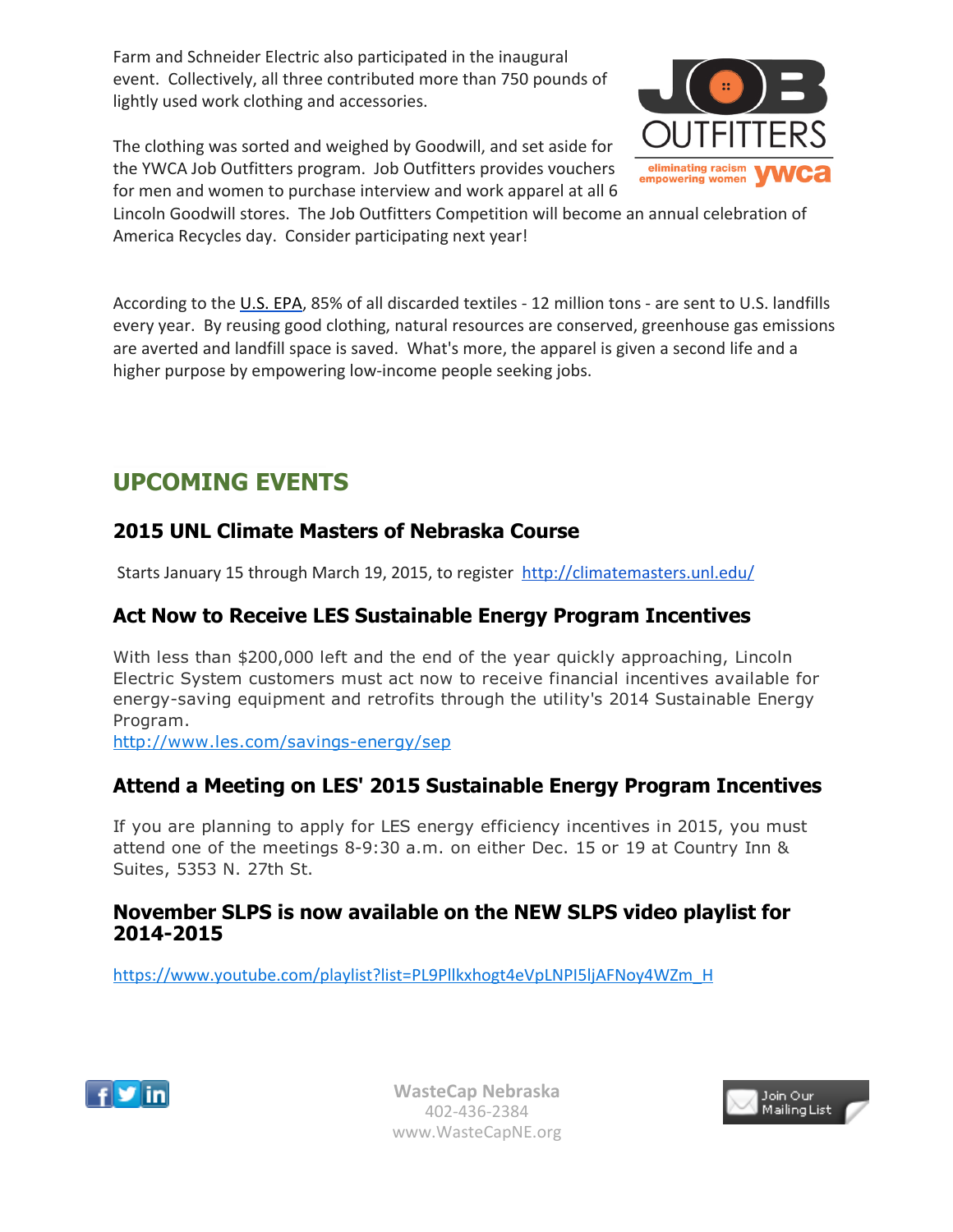Farm and Schneider Electric also participated in the inaugural event. Collectively, all three contributed more than 750 pounds of lightly used work clothing and accessories.

The clothing was sorted and weighed by Goodwill, and set aside for the YWCA Job Outfitters program. Job Outfitters provides vouchers for men and women to purchase interview and work apparel at all 6 Lincoln Goodwill stores. The Job Outfitters Competition will become an annual celebration of America Recycles day. Consider participating next year!

According to the U.S. EPA, 85% of all discarded textiles - 12 million tons - are sent to U.S. landfills every year. By reusing good clothing, natural resources are conserved, greenhouse gas emissions are averted and landfill space is saved. What's more, the apparel is given a second life and a higher purpose by empowering low-income people seeking jobs.

## UPCOMING EVENTS

### 2015 UNL Climate Masters of Nebraska Course

Starts January 15 through March 19, 2015, to register http://climatemasters.unl.edu/

### Act Now to Receive LES Sustainable Energy Program Incentives

With less than $200,000 left and the end of the year quickly approaching, Lincoln Electric System customers must act now to receive financial incentives available for energy-saving equipment and retrofits through the utility's 2014 Sustainable Energy Program.
http://www.les.com/savings-energy/sep

### Attend a Meeting on LES' 2015 Sustainable Energy Program Incentives

If you are planning to apply for LES energy efficiency incentives in 2015, you must attend one of the meetings 8-9:30 a.m. on either Dec. 15 or 19 at Country Inn & Suites, 5353 N. 27th St.

### November SLPS is now available on the NEW SLPS video playlist for 2014-2015

https://www.youtube.com/playlist?list=PL9Pllkxhogt4eVpLNPI5ljAFNoy4WZm_H

**WasteCap Nebraska**
402-436-2384
www.WasteCapNE.org